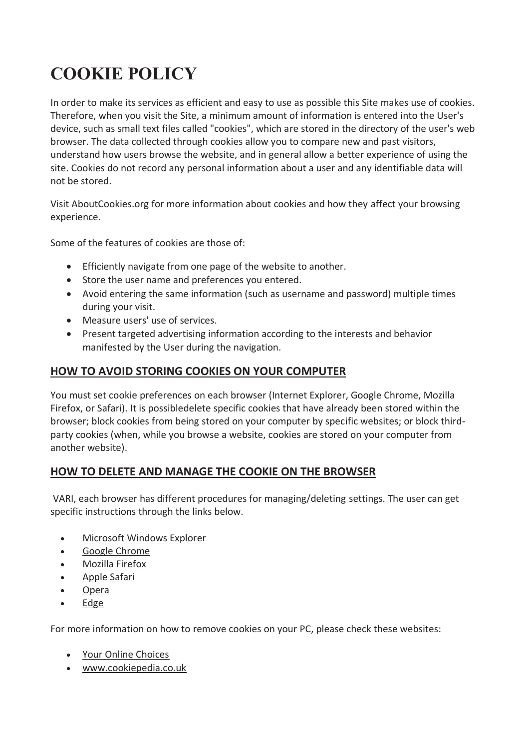# COOKIE POLICY

In order to make its services as efficient and easy to use as possible this Site makes use of cookies. Therefore, when you visit the Site, a minimum amount of information is entered into the User's device, such as small text files called "cookies", which are stored in the directory of the user's web browser. The data collected through cookies allow you to compare new and past visitors, understand how users browse the website, and in general allow a better experience of using the site. Cookies do not record any personal information about a user and any identifiable data will not be stored.

Visit AboutCookies.org for more information about cookies and how they affect your browsing experience.

Some of the features of cookies are those of:

- Efficiently navigate from one page of the website to another.
- Store the user name and preferences you entered.
- Avoid entering the same information (such as username and password) multiple times during your visit.
- Measure users' use of services.
- Present targeted advertising information according to the interests and behavior manifested by the User during the navigation.

## HOW TO AVOID STORING COOKIES ON YOUR COMPUTER

You must set cookie preferences on each browser (Internet Explorer, Google Chrome, Mozilla Firefox, or Safari). It is possibledelete specific cookies that have already been stored within the browser; block cookies from being stored on your computer by specific websites; or block third-party cookies (when, while you browse a website, cookies are stored on your computer from another website).

## HOW TO DELETE AND MANAGE THE COOKIE ON THE BROWSER

VARI, each browser has different procedures for managing/deleting settings. The user can get specific instructions through the links below.

- Microsoft Windows Explorer
- Google Chrome
- Mozilla Firefox
- Apple Safari
- Opera
- Edge

For more information on how to remove cookies on your PC, please check these websites:

- Your Online Choices
- www.cookiepedia.co.uk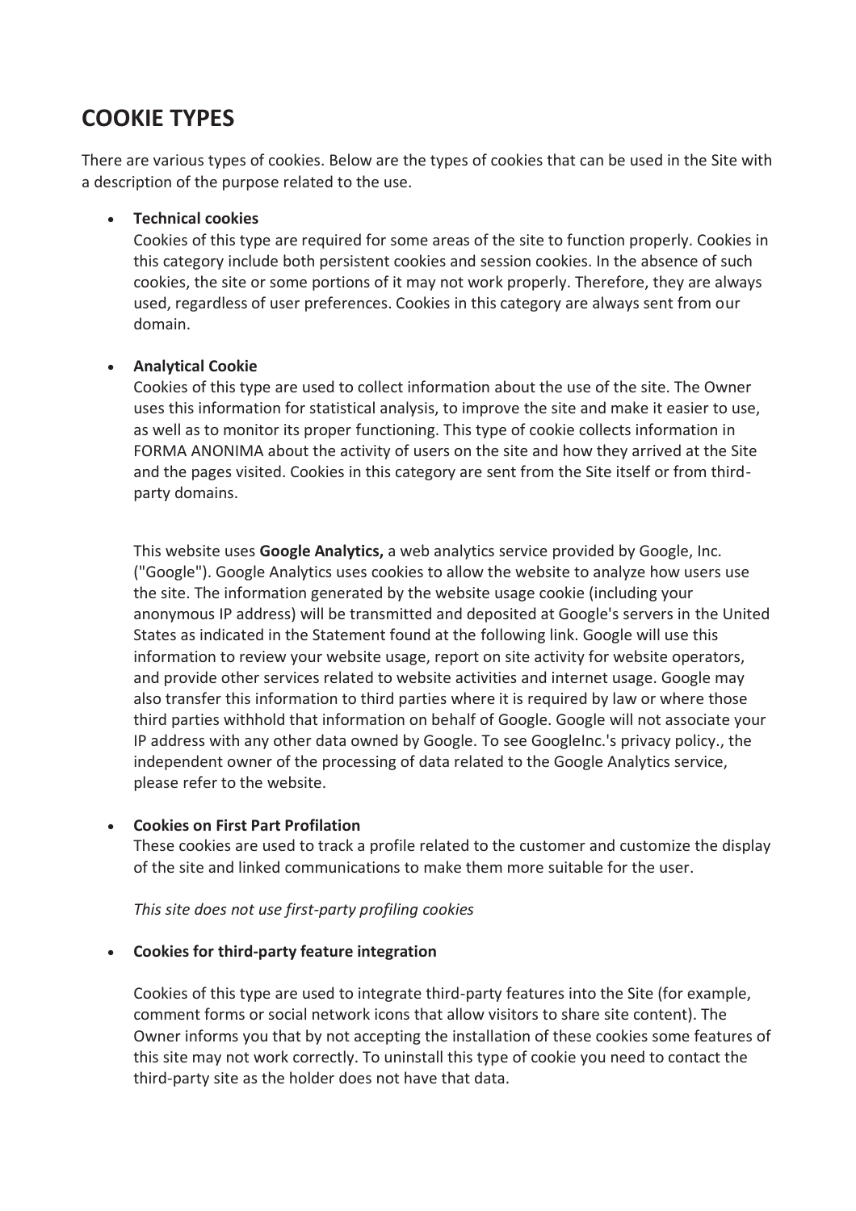## COOKIE TYPES

There are various types of cookies. Below are the types of cookies that can be used in the Site with a description of the purpose related to the use.

- **Technical cookies**
  Cookies of this type are required for some areas of the site to function properly. Cookies in this category include both persistent cookies and session cookies. In the absence of such cookies, the site or some portions of it may not work properly. Therefore, they are always used, regardless of user preferences. Cookies in this category are always sent from our domain.

- **Analytical Cookie**
  Cookies of this type are used to collect information about the use of the site. The Owner uses this information for statistical analysis, to improve the site and make it easier to use, as well as to monitor its proper functioning. This type of cookie collects information in FORMA ANONIMA about the activity of users on the site and how they arrived at the Site and the pages visited. Cookies in this category are sent from the Site itself or from third-party domains.

  This website uses **Google Analytics,** a web analytics service provided by Google, Inc. ("Google"). Google Analytics uses cookies to allow the website to analyze how users use the site. The information generated by the website usage cookie (including your anonymous IP address) will be transmitted and deposited at Google's servers in the United States as indicated in the Statement found at the following link. Google will use this information to review your website usage, report on site activity for website operators, and provide other services related to website activities and internet usage. Google may also transfer this information to third parties where it is required by law or where those third parties withhold that information on behalf of Google. Google will not associate your IP address with any other data owned by Google. To see GoogleInc.'s privacy policy., the independent owner of the processing of data related to the Google Analytics service, please refer to the website.

- **Cookies on First Part Profilation**
  These cookies are used to track a profile related to the customer and customize the display of the site and linked communications to make them more suitable for the user.

  *This site does not use first-party profiling cookies*

- **Cookies for third-party feature integration**

  Cookies of this type are used to integrate third-party features into the Site (for example, comment forms or social network icons that allow visitors to share site content). The Owner informs you that by not accepting the installation of these cookies some features of this site may not work correctly. To uninstall this type of cookie you need to contact the third-party site as the holder does not have that data.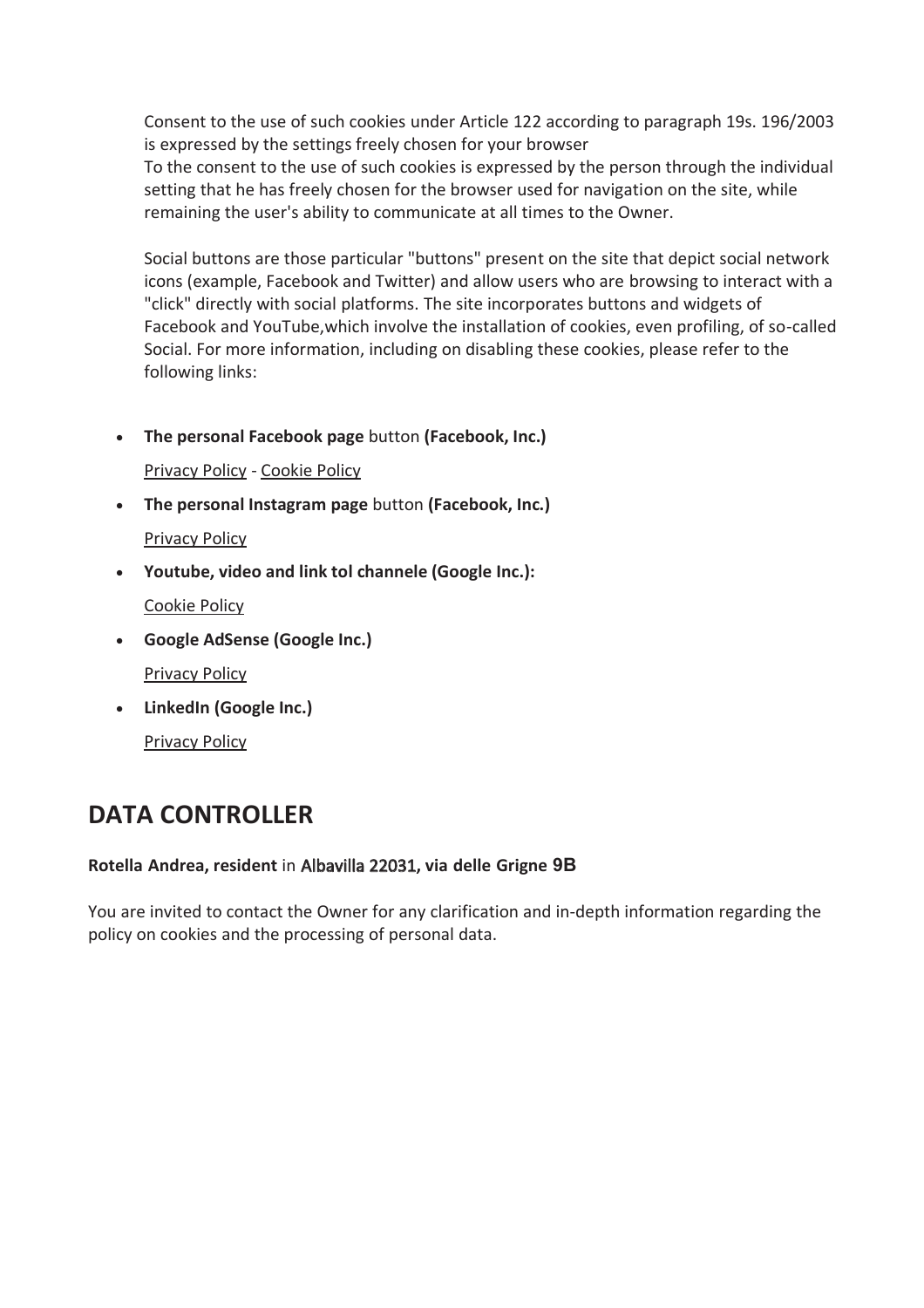Consent to the use of such cookies under Article 122 according to paragraph 19s. 196/2003 is expressed by the settings freely chosen for your browser
To the consent to the use of such cookies is expressed by the person through the individual setting that he has freely chosen for the browser used for navigation on the site, while remaining the user's ability to communicate at all times to the Owner.

Social buttons are those particular "buttons" present on the site that depict social network icons (example, Facebook and Twitter) and allow users who are browsing to interact with a "click" directly with social platforms. The site incorporates buttons and widgets of Facebook and YouTube,which involve the installation of cookies, even profiling, of so-called Social. For more information, including on disabling these cookies, please refer to the following links:

- **The personal Facebook page** button **(Facebook, Inc.)**

  Privacy Policy - Cookie Policy

- **The personal Instagram page** button **(Facebook, Inc.)**

  Privacy Policy

- **Youtube, video and link tol channele (Google Inc.):**

  Cookie Policy

- **Google AdSense (Google Inc.)**

  Privacy Policy

- **LinkedIn (Google Inc.)**

  Privacy Policy

## DATA CONTROLLER

**Rotella Andrea, resident** in **Albavilla 22031, via delle Grigne 9B**

You are invited to contact the Owner for any clarification and in-depth information regarding the policy on cookies and the processing of personal data.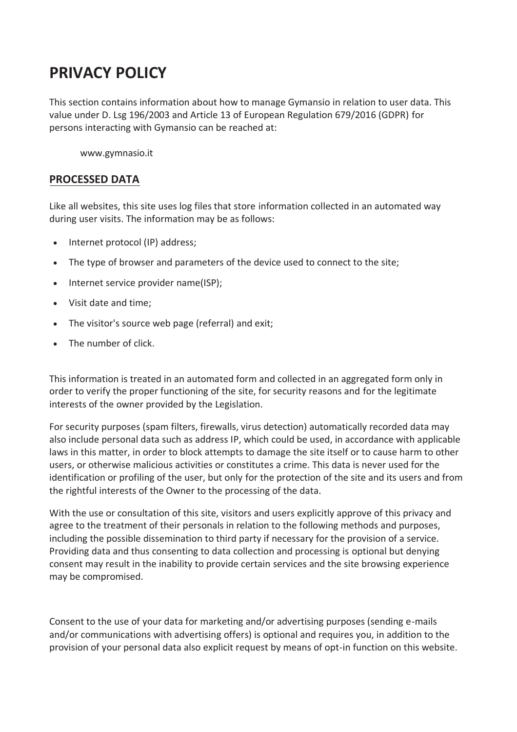# PRIVACY POLICY

This section contains information about how to manage Gymansio in relation to user data. This value under D. Lsg 196/2003 and Article 13 of European Regulation 679/2016 (GDPR) for persons interacting with Gymansio can be reached at:

www.gymnasio.it

## PROCESSED DATA

Like all websites, this site uses log files that store information collected in an automated way during user visits. The information may be as follows:

- Internet protocol (IP) address;
- The type of browser and parameters of the device used to connect to the site;
- Internet service provider name(ISP);
- Visit date and time;
- The visitor's source web page (referral) and exit;
- The number of click.

This information is treated in an automated form and collected in an aggregated form only in order to verify the proper functioning of the site, for security reasons and for the legitimate interests of the owner provided by the Legislation.

For security purposes (spam filters, firewalls, virus detection) automatically recorded data may also include personal data such as address IP, which could be used, in accordance with applicable laws in this matter, in order to block attempts to damage the site itself or to cause harm to other users, or otherwise malicious activities or constitutes a crime. This data is never used for the identification or profiling of the user, but only for the protection of the site and its users and from the rightful interests of the Owner to the processing of the data.

With the use or consultation of this site, visitors and users explicitly approve of this privacy and agree to the treatment of their personals in relation to the following methods and purposes, including the possible dissemination to third party if necessary for the provision of a service. Providing data and thus consenting to data collection and processing is optional but denying consent may result in the inability to provide certain services and the site browsing experience may be compromised.

Consent to the use of your data for marketing and/or advertising purposes (sending e-mails and/or communications with advertising offers) is optional and requires you, in addition to the provision of your personal data also explicit request by means of opt-in function on this website.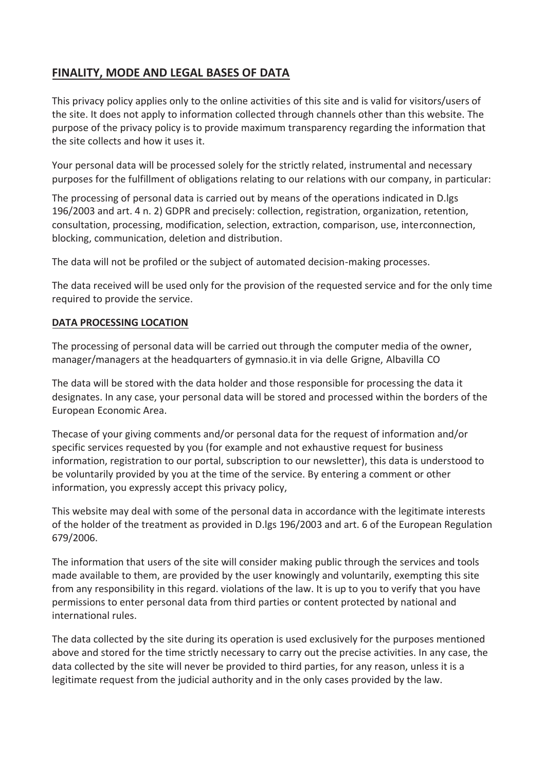## FINALITY, MODE AND LEGAL BASES OF DATA

This privacy policy applies only to the online activities of this site and is valid for visitors/users of the site. It does not apply to information collected through channels other than this website. The purpose of the privacy policy is to provide maximum transparency regarding the information that the site collects and how it uses it.

Your personal data will be processed solely for the strictly related, instrumental and necessary purposes for the fulfillment of obligations relating to our relations with our company, in particular:

The processing of personal data is carried out by means of the operations indicated in D.lgs 196/2003 and art. 4 n. 2) GDPR and precisely: collection, registration, organization, retention, consultation, processing, modification, selection, extraction, comparison, use, interconnection, blocking, communication, deletion and distribution.

The data will not be profiled or the subject of automated decision-making processes.

The data received will be used only for the provision of the requested service and for the only time required to provide the service.

### DATA PROCESSING LOCATION

The processing of personal data will be carried out through the computer media of the owner, manager/managers at the headquarters of gymnasio.it in via delle Grigne, Albavilla CO

The data will be stored with the data holder and those responsible for processing the data it designates. In any case, your personal data will be stored and processed within the borders of the European Economic Area.

Thecase of your giving comments and/or personal data for the request of information and/or specific services requested by you (for example and not exhaustive request for business information, registration to our portal, subscription to our newsletter), this data is understood to be voluntarily provided by you at the time of the service. By entering a comment or other information, you expressly accept this privacy policy,

This website may deal with some of the personal data in accordance with the legitimate interests of the holder of the treatment as provided in D.lgs 196/2003 and art. 6 of the European Regulation 679/2006.

The information that users of the site will consider making public through the services and tools made available to them, are provided by the user knowingly and voluntarily, exempting this site from any responsibility in this regard. violations of the law. It is up to you to verify that you have permissions to enter personal data from third parties or content protected by national and international rules.

The data collected by the site during its operation is used exclusively for the purposes mentioned above and stored for the time strictly necessary to carry out the precise activities. In any case, the data collected by the site will never be provided to third parties, for any reason, unless it is a legitimate request from the judicial authority and in the only cases provided by the law.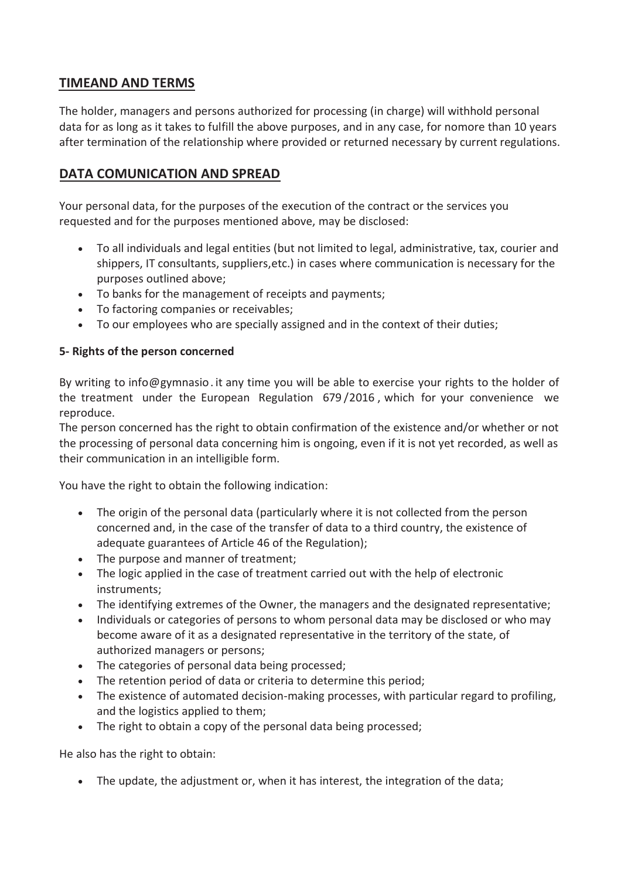## TIMEAND AND TERMS

The holder, managers and persons authorized for processing (in charge) will withhold personal data for as long as it takes to fulfill the above purposes, and in any case, for nomore than 10 years after termination of the relationship where provided or returned necessary by current regulations.

## DATA COMUNICATION AND SPREAD

Your personal data, for the purposes of the execution of the contract or the services you requested and for the purposes mentioned above, may be disclosed:

- To all individuals and legal entities (but not limited to legal, administrative, tax, courier and shippers, IT consultants, suppliers,etc.) in cases where communication is necessary for the purposes outlined above;
- To banks for the management of receipts and payments;
- To factoring companies or receivables;
- To our employees who are specially assigned and in the context of their duties;

**5- Rights of the person concerned**

By writing to info@gymnasio. it any time you will be able to exercise your rights to the holder of the treatment under the European Regulation 679/2016, which for your convenience we reproduce.
The person concerned has the right to obtain confirmation of the existence and/or whether or not the processing of personal data concerning him is ongoing, even if it is not yet recorded, as well as their communication in an intelligible form.

You have the right to obtain the following indication:

- The origin of the personal data (particularly where it is not collected from the person concerned and, in the case of the transfer of data to a third country, the existence of adequate guarantees of Article 46 of the Regulation);
- The purpose and manner of treatment;
- The logic applied in the case of treatment carried out with the help of electronic instruments;
- The identifying extremes of the Owner, the managers and the designated representative;
- Individuals or categories of persons to whom personal data may be disclosed or who may become aware of it as a designated representative in the territory of the state, of authorized managers or persons;
- The categories of personal data being processed;
- The retention period of data or criteria to determine this period;
- The existence of automated decision-making processes, with particular regard to profiling, and the logistics applied to them;
- The right to obtain a copy of the personal data being processed;

He also has the right to obtain:

- The update, the adjustment or, when it has interest, the integration of the data;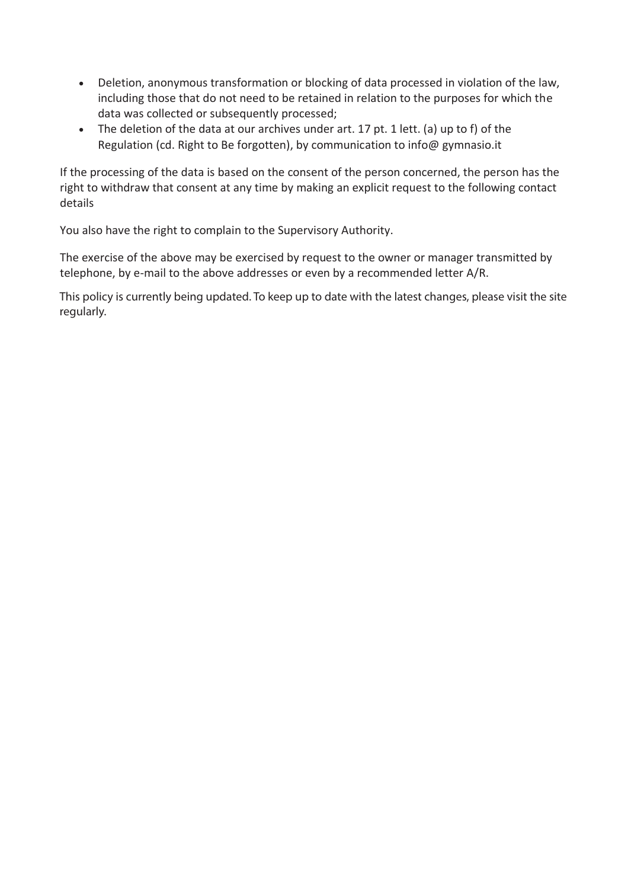- Deletion, anonymous transformation or blocking of data processed in violation of the law, including those that do not need to be retained in relation to the purposes for which the data was collected or subsequently processed;
- The deletion of the data at our archives under art. 17 pt. 1 lett. (a) up to f) of the Regulation (cd. Right to Be forgotten), by communication to info@ gymnasio.it

If the processing of the data is based on the consent of the person concerned, the person has the right to withdraw that consent at any time by making an explicit request to the following contact details

You also have the right to complain to the Supervisory Authority.

The exercise of the above may be exercised by request to the owner or manager transmitted by telephone, by e-mail to the above addresses or even by a recommended letter A/R.

This policy is currently being updated. To keep up to date with the latest changes, please visit the site regularly.